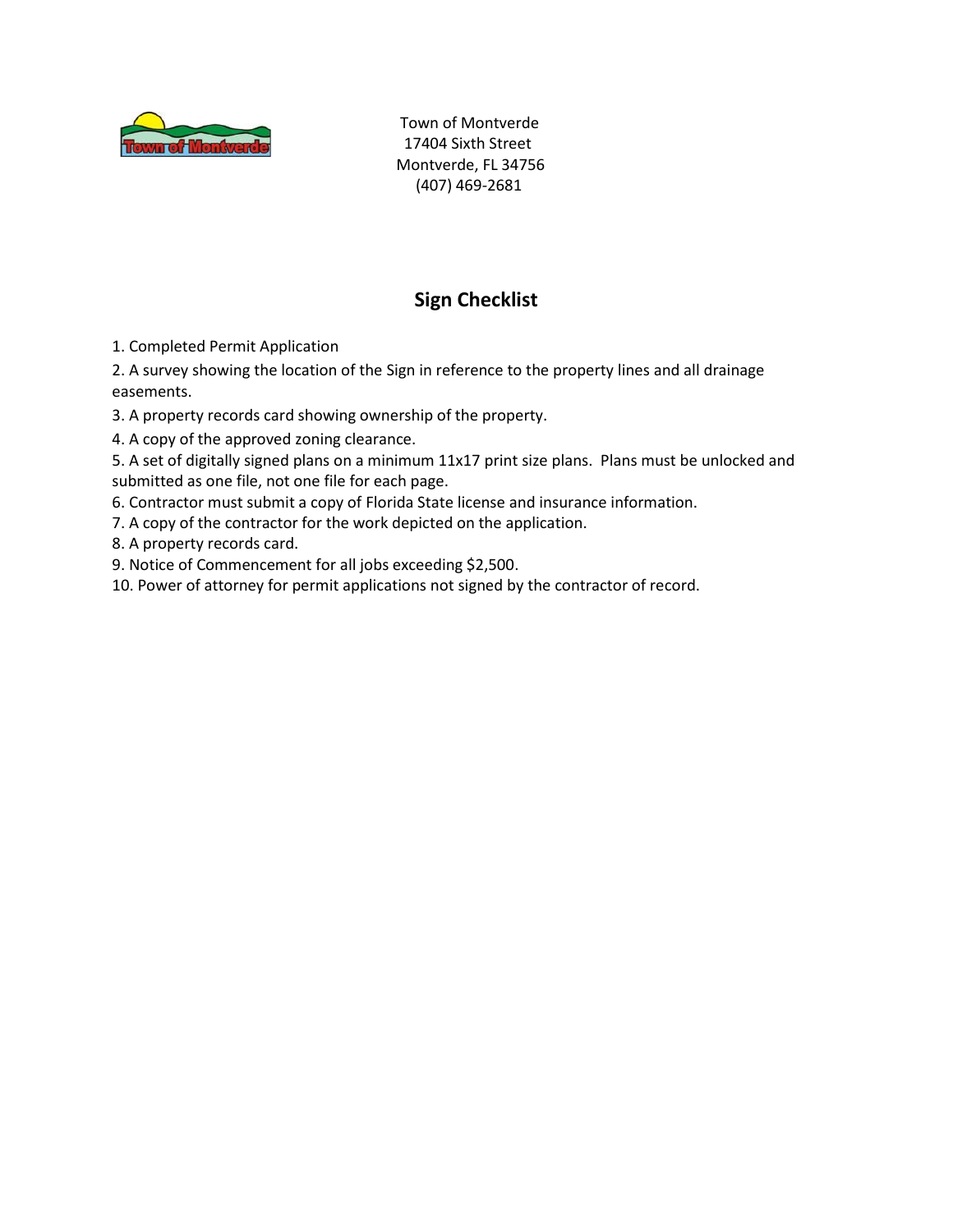Town of Montverde
17404 Sixth Street
Montverde, FL 34756
(407) 469-2681

# Sign Checklist

1. Completed Permit Application
2. A survey showing the location of the Sign in reference to the property lines and all drainage easements.
3. A property records card showing ownership of the property.
4. A copy of the approved zoning clearance.
5. A set of digitally signed plans on a minimum 11x17 print size plans. Plans must be unlocked and submitted as one file, not one file for each page.
6. Contractor must submit a copy of Florida State license and insurance information.
7. A copy of the contractor for the work depicted on the application.
8. A property records card.
9. Notice of Commencement for all jobs exceeding $2,500.
10. Power of attorney for permit applications not signed by the contractor of record.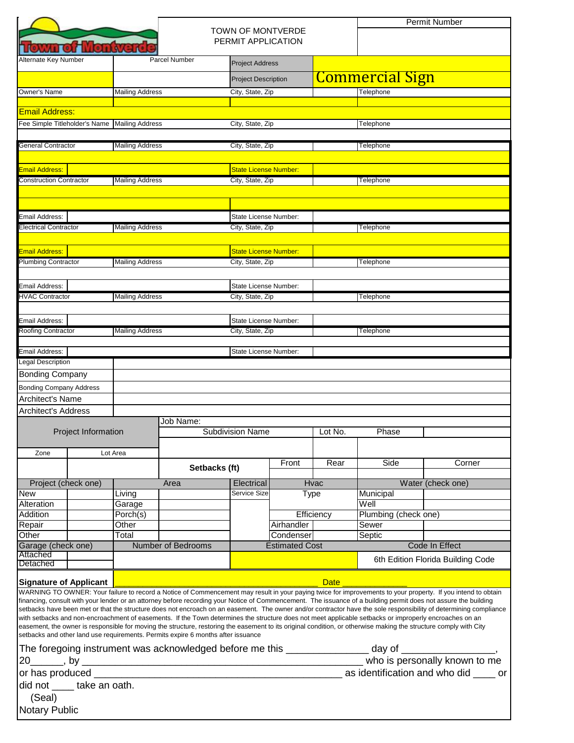Town of Montverde

TOWN OF MONTVERDE
PERMIT APPLICATION

| Permit Number |
|---|
| |

| Alternate Key Number | Parcel Number | Project Address | |
|---|---|---|---|
| | | Project Description | Commercial Sign |

| Owner's Name | Mailing Address | City, State, Zip | Telephone |
|---|---|---|---|
| | | | |

Email Address:

| Fee Simple Titleholder's Name | Mailing Address | City, State, Zip | Telephone |
|---|---|---|---|
| | | | |

| General Contractor | Mailing Address | City, State, Zip | Telephone |
|---|---|---|---|
| | | | |
| Email Address: | | State License Number: | |

| Construction Contractor | Mailing Address | City, State, Zip | Telephone |
|---|---|---|---|
| | | | |
| | | | |
| Email Address: | | State License Number: | |

| Electrical Contractor | Mailing Address | City, State, Zip | Telephone |
|---|---|---|---|
| | | | |
| Email Address: | | State License Number: | |

| Plumbing Contractor | Mailing Address | City, State, Zip | Telephone |
|---|---|---|---|
| | | | |
| Email Address: | | State License Number: | |

| HVAC Contractor | Mailing Address | City, State, Zip | Telephone |
|---|---|---|---|
| | | | |
| Email Address: | | State License Number: | |

| Roofing Contractor | Mailing Address | City, State, Zip | Telephone |
|---|---|---|---|
| | | | |
| Email Address: | | State License Number: | |

| | |
|---|---|
| Legal Description | |
| Bonding Company | |
| Bonding Company Address | |
| Architect's Name | |
| Architect's Address | |

| Project Information | | Job Name: | | | |
|---|---|---|---|---|---|
| | | Subdivision Name | Lot No. | Phase | |
| Zone | Lot Area | | | | |
| | | Setbacks (ft) | Front | Rear | Side | Corner |

| Project (check one) | | Area | | Electrical | Hvac | | Water (check one) | |
|---|---|---|---|---|---|---|---|---|
| New | | Living | | Service Size | Type | | Municipal | |
| Alteration | | Garage | | | | | Well | |
| Addition | | Porch(s) | | | Efficiency | | Plumbing (check one) | |
| Repair | | Other | | | Airhandler | | Sewer | |
| Other | | Total | | | Condenser | | Septic | |
| Garage (check one) | | Number of Bedrooms | | Estimated Cost | | | Code In Effect | |
| Attached | | | | | | | 6th Edition Florida Building Code | |
| Detached | | | | | | | | |

**Signature of Applicant** ________________________________________ Date ____________

WARNING TO OWNER: Your failure to record a Notice of Commencement may result in your paying twice for improvements to your property. If you intend to obtain financing, consult with your lender or an attorney before recording your Notice of Commencement. The issuance of a building permit does not assure the building setbacks have been met or that the structure does not encroach on an easement. The owner and/or contractor have the sole responsibility of determining compliance with setbacks and non-encroachment of easements. If the Town determines the structure does not meet applicable setbacks or improperly encroaches on an easement, the owner is responsible for moving the structure, restoring the easement to its original condition, or otherwise making the structure comply with City setbacks and other land use requirements. Permits expire 6 months after issuance

The foregoing instrument was acknowledged before me this ______________ day of ________________, 20______, by ________________________________________________ who is personally known to me or has produced ____________________________________________ as identification and who did ____ or did not ____ take an oath.

(Seal)

Notary Public